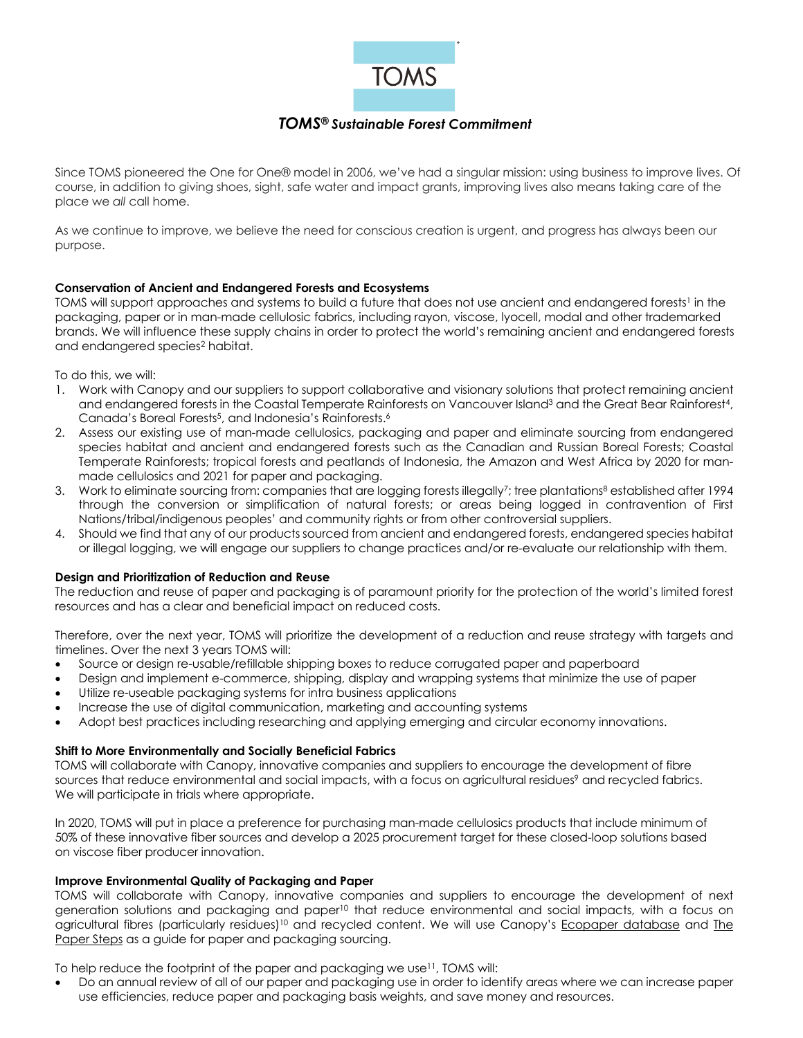TOMS

# *TOMS® Sustainable Forest Commitment*

Since TOMS pioneered the One for One® model in 2006, we've had a singular mission: using business to improve lives. Of course, in addition to giving shoes, sight, safe water and impact grants, improving lives also means taking care of the place we *all* call home.

As we continue to improve, we believe the need for conscious creation is urgent, and progress has always been our purpose.

**Conservation of Ancient and Endangered Forests and Ecosystems**

TOMS will support approaches and systems to build a future that does not use ancient and endangered forests[1] in the packaging, paper or in man-made cellulosic fabrics, including rayon, viscose, lyocell, modal and other trademarked brands. We will influence these supply chains in order to protect the world's remaining ancient and endangered forests and endangered species[2] habitat.

To do this, we will:

1. Work with Canopy and our suppliers to support collaborative and visionary solutions that protect remaining ancient and endangered forests in the Coastal Temperate Rainforests on Vancouver Island[3] and the Great Bear Rainforest[4], Canada's Boreal Forests[5], and Indonesia's Rainforests.[6]
2. Assess our existing use of man-made cellulosics, packaging and paper and eliminate sourcing from endangered species habitat and ancient and endangered forests such as the Canadian and Russian Boreal Forests; Coastal Temperate Rainforests; tropical forests and peatlands of Indonesia, the Amazon and West Africa by 2020 for man-made cellulosics and 2021 for paper and packaging.
3. Work to eliminate sourcing from: companies that are logging forests illegally[7]; tree plantations[8] established after 1994 through the conversion or simplification of natural forests; or areas being logged in contravention of First Nations/tribal/indigenous peoples' and community rights or from other controversial suppliers.
4. Should we find that any of our products sourced from ancient and endangered forests, endangered species habitat or illegal logging, we will engage our suppliers to change practices and/or re-evaluate our relationship with them.

**Design and Prioritization of Reduction and Reuse**

The reduction and reuse of paper and packaging is of paramount priority for the protection of the world's limited forest resources and has a clear and beneficial impact on reduced costs.

Therefore, over the next year, TOMS will prioritize the development of a reduction and reuse strategy with targets and timelines. Over the next 3 years TOMS will:

- Source or design re-usable/refillable shipping boxes to reduce corrugated paper and paperboard
- Design and implement e-commerce, shipping, display and wrapping systems that minimize the use of paper
- Utilize re-useable packaging systems for intra business applications
- Increase the use of digital communication, marketing and accounting systems
- Adopt best practices including researching and applying emerging and circular economy innovations.

**Shift to More Environmentally and Socially Beneficial Fabrics**

TOMS will collaborate with Canopy, innovative companies and suppliers to encourage the development of fibre sources that reduce environmental and social impacts, with a focus on agricultural residues[9] and recycled fabrics. We will participate in trials where appropriate.

In 2020, TOMS will put in place a preference for purchasing man-made cellulosics products that include minimum of 50% of these innovative fiber sources and develop a 2025 procurement target for these closed-loop solutions based on viscose fiber producer innovation.

**Improve Environmental Quality of Packaging and Paper**

TOMS will collaborate with Canopy, innovative companies and suppliers to encourage the development of next generation solutions and packaging and paper[10] that reduce environmental and social impacts, with a focus on agricultural fibres (particularly residues)[10] and recycled content. We will use Canopy's Ecopaper database and The Paper Steps as a guide for paper and packaging sourcing.

To help reduce the footprint of the paper and packaging we use[11], TOMS will:

- Do an annual review of all of our paper and packaging use in order to identify areas where we can increase paper use efficiencies, reduce paper and packaging basis weights, and save money and resources.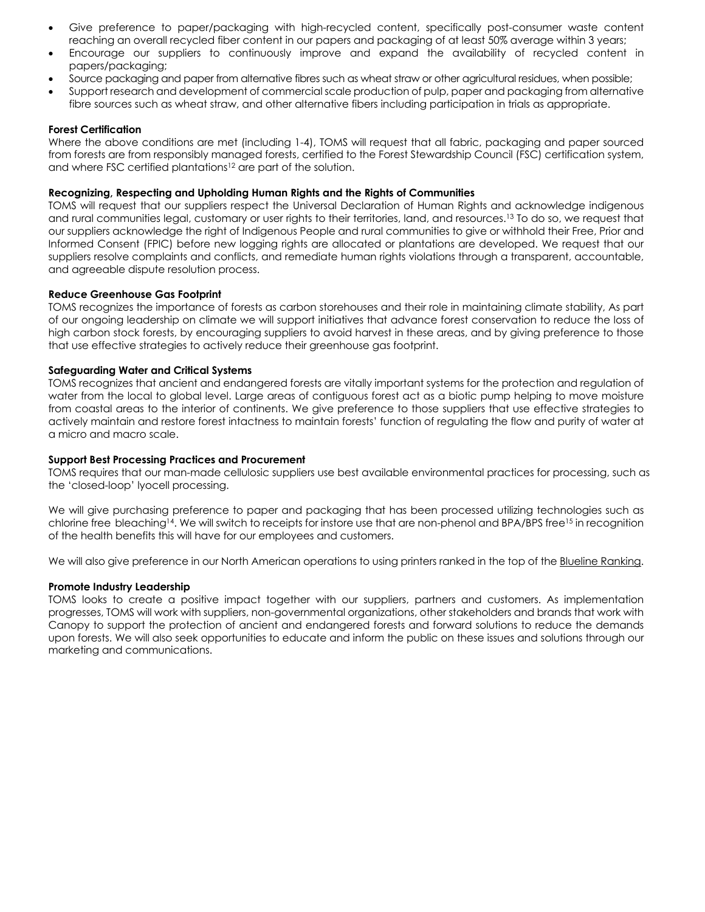- Give preference to paper/packaging with high-recycled content, specifically post-consumer waste content reaching an overall recycled fiber content in our papers and packaging of at least 50% average within 3 years;
- Encourage our suppliers to continuously improve and expand the availability of recycled content in papers/packaging;
- Source packaging and paper from alternative fibres such as wheat straw or other agricultural residues, when possible;
- Support research and development of commercial scale production of pulp, paper and packaging from alternative fibre sources such as wheat straw, and other alternative fibers including participation in trials as appropriate.

**Forest Certification**

Where the above conditions are met (including 1-4), TOMS will request that all fabric, packaging and paper sourced from forests are from responsibly managed forests, certified to the Forest Stewardship Council (FSC) certification system, and where FSC certified plantations[12] are part of the solution.

**Recognizing, Respecting and Upholding Human Rights and the Rights of Communities**

TOMS will request that our suppliers respect the Universal Declaration of Human Rights and acknowledge indigenous and rural communities legal, customary or user rights to their territories, land, and resources.[13] To do so, we request that our suppliers acknowledge the right of Indigenous People and rural communities to give or withhold their Free, Prior and Informed Consent (FPIC) before new logging rights are allocated or plantations are developed. We request that our suppliers resolve complaints and conflicts, and remediate human rights violations through a transparent, accountable, and agreeable dispute resolution process.

**Reduce Greenhouse Gas Footprint**

TOMS recognizes the importance of forests as carbon storehouses and their role in maintaining climate stability, As part of our ongoing leadership on climate we will support initiatives that advance forest conservation to reduce the loss of high carbon stock forests, by encouraging suppliers to avoid harvest in these areas, and by giving preference to those that use effective strategies to actively reduce their greenhouse gas footprint.

**Safeguarding Water and Critical Systems**

TOMS recognizes that ancient and endangered forests are vitally important systems for the protection and regulation of water from the local to global level. Large areas of contiguous forest act as a biotic pump helping to move moisture from coastal areas to the interior of continents. We give preference to those suppliers that use effective strategies to actively maintain and restore forest intactness to maintain forests' function of regulating the flow and purity of water at a micro and macro scale.

**Support Best Processing Practices and Procurement**

TOMS requires that our man-made cellulosic suppliers use best available environmental practices for processing, such as the 'closed-loop' lyocell processing.

We will give purchasing preference to paper and packaging that has been processed utilizing technologies such as chlorine free bleaching[14]. We will switch to receipts for instore use that are non-phenol and BPA/BPS free[15] in recognition of the health benefits this will have for our employees and customers.

We will also give preference in our North American operations to using printers ranked in the top of the Blueline Ranking.

**Promote Industry Leadership**

TOMS looks to create a positive impact together with our suppliers, partners and customers. As implementation progresses, TOMS will work with suppliers, non-governmental organizations, other stakeholders and brands that work with Canopy to support the protection of ancient and endangered forests and forward solutions to reduce the demands upon forests. We will also seek opportunities to educate and inform the public on these issues and solutions through our marketing and communications.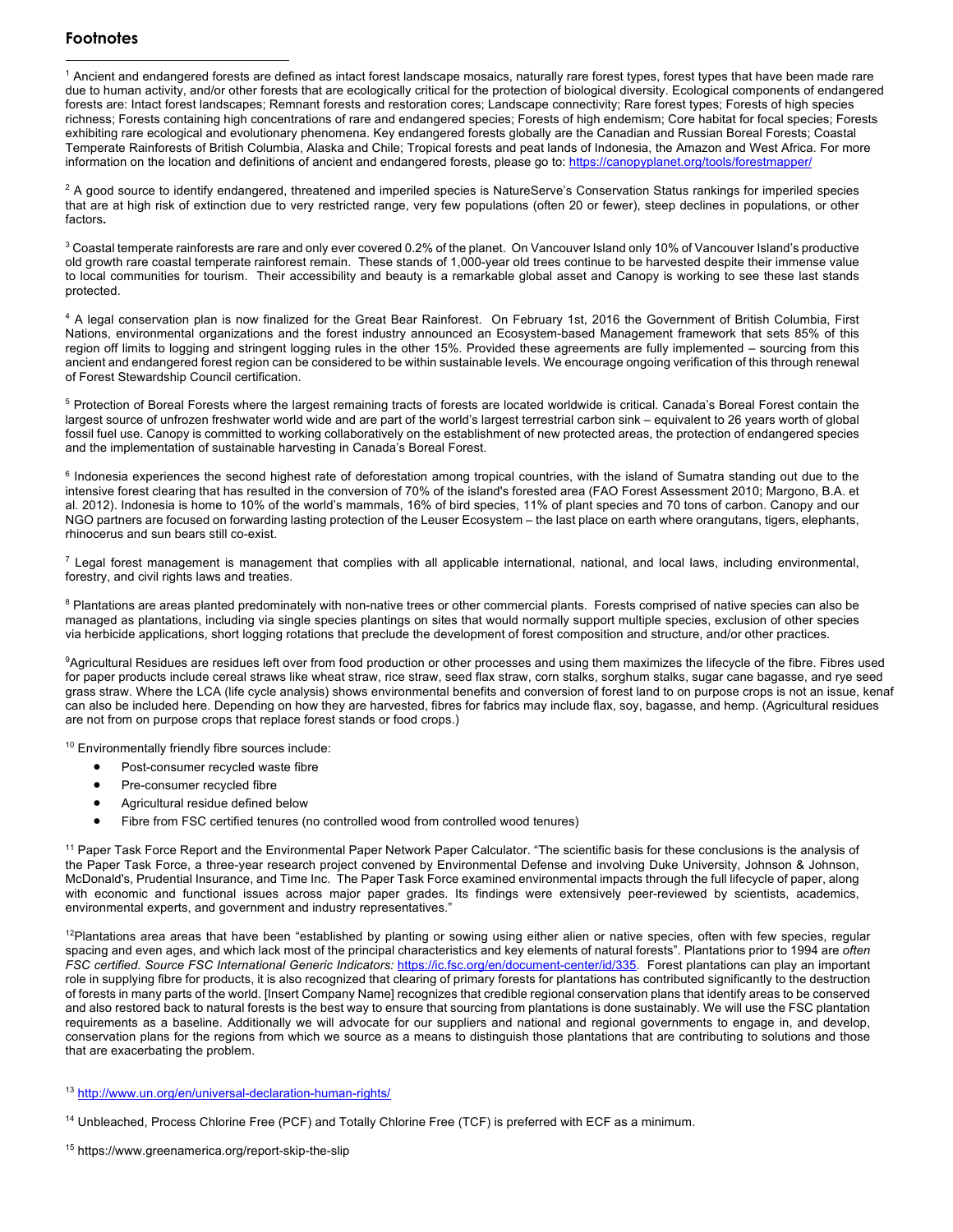## Footnotes

[1] Ancient and endangered forests are defined as intact forest landscape mosaics, naturally rare forest types, forest types that have been made rare due to human activity, and/or other forests that are ecologically critical for the protection of biological diversity. Ecological components of endangered forests are: Intact forest landscapes; Remnant forests and restoration cores; Landscape connectivity; Rare forest types; Forests of high species richness; Forests containing high concentrations of rare and endangered species; Forests of high endemism; Core habitat for focal species; Forests exhibiting rare ecological and evolutionary phenomena. Key endangered forests globally are the Canadian and Russian Boreal Forests; Coastal Temperate Rainforests of British Columbia, Alaska and Chile; Tropical forests and peat lands of Indonesia, the Amazon and West Africa. For more information on the location and definitions of ancient and endangered forests, please go to: https://canopyplanet.org/tools/forestmapper/

[2] A good source to identify endangered, threatened and imperiled species is NatureServe's Conservation Status rankings for imperiled species that are at high risk of extinction due to very restricted range, very few populations (often 20 or fewer), steep declines in populations, or other factors**.**

[3] Coastal temperate rainforests are rare and only ever covered 0.2% of the planet. On Vancouver Island only 10% of Vancouver Island's productive old growth rare coastal temperate rainforest remain. These stands of 1,000-year old trees continue to be harvested despite their immense value to local communities for tourism. Their accessibility and beauty is a remarkable global asset and Canopy is working to see these last stands protected.

[4] A legal conservation plan is now finalized for the Great Bear Rainforest. On February 1st, 2016 the Government of British Columbia, First Nations, environmental organizations and the forest industry announced an Ecosystem-based Management framework that sets 85% of this region off limits to logging and stringent logging rules in the other 15%. Provided these agreements are fully implemented – sourcing from this ancient and endangered forest region can be considered to be within sustainable levels. We encourage ongoing verification of this through renewal of Forest Stewardship Council certification.

[5] Protection of Boreal Forests where the largest remaining tracts of forests are located worldwide is critical. Canada's Boreal Forest contain the largest source of unfrozen freshwater world wide and are part of the world's largest terrestrial carbon sink – equivalent to 26 years worth of global fossil fuel use. Canopy is committed to working collaboratively on the establishment of new protected areas, the protection of endangered species and the implementation of sustainable harvesting in Canada's Boreal Forest.

[6] Indonesia experiences the second highest rate of deforestation among tropical countries, with the island of Sumatra standing out due to the intensive forest clearing that has resulted in the conversion of 70% of the island's forested area (FAO Forest Assessment 2010; Margono, B.A. et al. 2012). Indonesia is home to 10% of the world's mammals, 16% of bird species, 11% of plant species and 70 tons of carbon. Canopy and our NGO partners are focused on forwarding lasting protection of the Leuser Ecosystem – the last place on earth where orangutans, tigers, elephants, rhinocerus and sun bears still co-exist.

[7] Legal forest management is management that complies with all applicable international, national, and local laws, including environmental, forestry, and civil rights laws and treaties.

[8] Plantations are areas planted predominately with non-native trees or other commercial plants. Forests comprised of native species can also be managed as plantations, including via single species plantings on sites that would normally support multiple species, exclusion of other species via herbicide applications, short logging rotations that preclude the development of forest composition and structure, and/or other practices.

[9] Agricultural Residues are residues left over from food production or other processes and using them maximizes the lifecycle of the fibre. Fibres used for paper products include cereal straws like wheat straw, rice straw, seed flax straw, corn stalks, sorghum stalks, sugar cane bagasse, and rye seed grass straw. Where the LCA (life cycle analysis) shows environmental benefits and conversion of forest land to on purpose crops is not an issue, kenaf can also be included here. Depending on how they are harvested, fibres for fabrics may include flax, soy, bagasse, and hemp. (Agricultural residues are not from on purpose crops that replace forest stands or food crops.)

[10] Environmentally friendly fibre sources include:

- Post-consumer recycled waste fibre
- Pre-consumer recycled fibre
- Agricultural residue defined below
- Fibre from FSC certified tenures (no controlled wood from controlled wood tenures)

[11] Paper Task Force Report and the Environmental Paper Network Paper Calculator. "The scientific basis for these conclusions is the analysis of the Paper Task Force, a three-year research project convened by Environmental Defense and involving Duke University, Johnson & Johnson, McDonald's, Prudential Insurance, and Time Inc. The Paper Task Force examined environmental impacts through the full lifecycle of paper, along with economic and functional issues across major paper grades. Its findings were extensively peer-reviewed by scientists, academics, environmental experts, and government and industry representatives."

[12] Plantations area areas that have been "established by planting or sowing using either alien or native species, often with few species, regular spacing and even ages, and which lack most of the principal characteristics and key elements of natural forests". Plantations prior to 1994 are *often FSC certified. Source FSC International Generic Indicators:* https://ic.fsc.org/en/document-center/id/335. Forest plantations can play an important role in supplying fibre for products, it is also recognized that clearing of primary forests for plantations has contributed significantly to the destruction of forests in many parts of the world. [Insert Company Name] recognizes that credible regional conservation plans that identify areas to be conserved and also restored back to natural forests is the best way to ensure that sourcing from plantations is done sustainably. We will use the FSC plantation requirements as a baseline. Additionally we will advocate for our suppliers and national and regional governments to engage in, and develop, conservation plans for the regions from which we source as a means to distinguish those plantations that are contributing to solutions and those that are exacerbating the problem.

[13] http://www.un.org/en/universal-declaration-human-rights/

[14] Unbleached, Process Chlorine Free (PCF) and Totally Chlorine Free (TCF) is preferred with ECF as a minimum.

[15] https://www.greenamerica.org/report-skip-the-slip